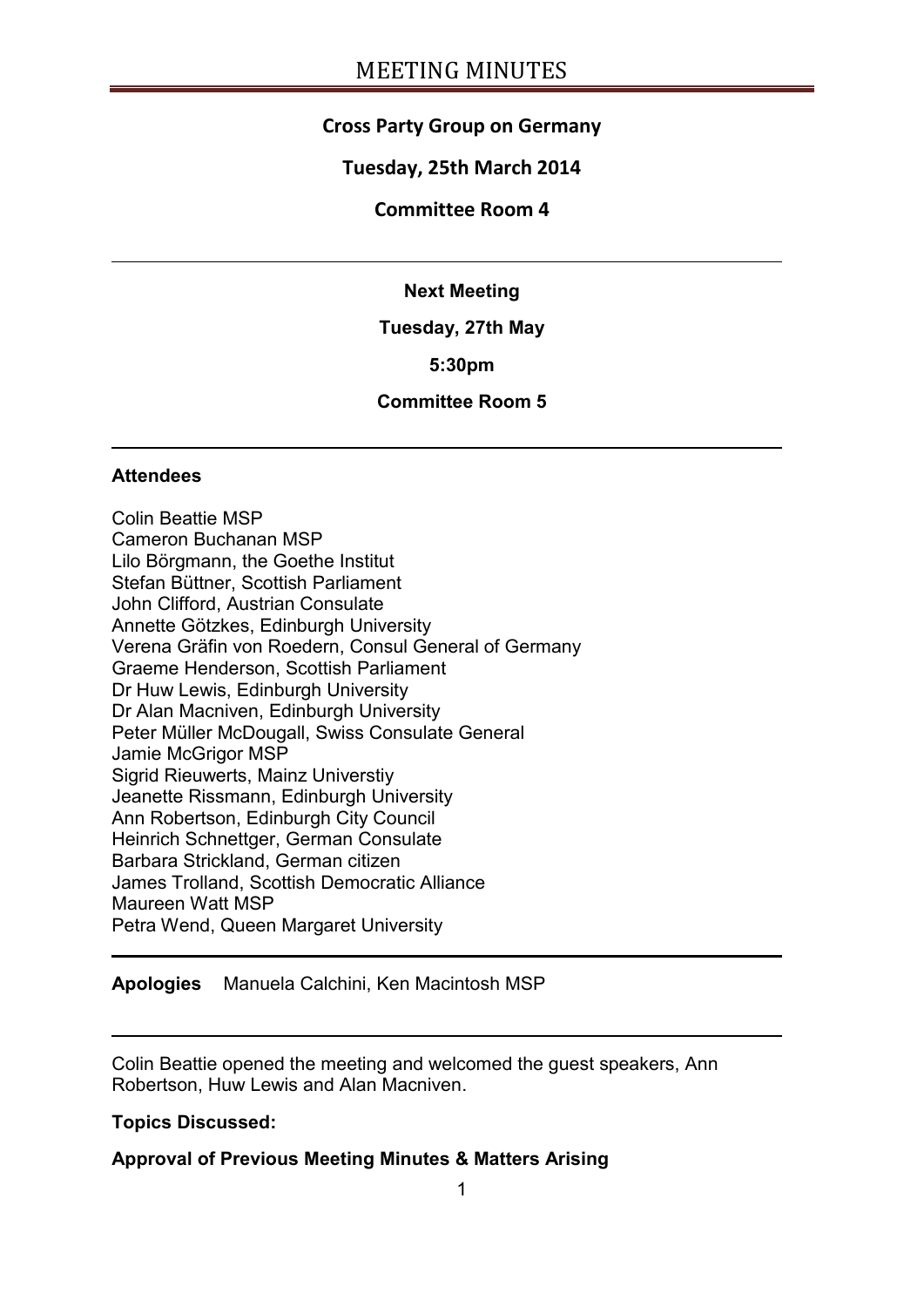# MEETING MINUTES

**Cross Party Group on Germany**

**Tuesday, 25th March 2014**

**Committee Room 4**

---

**Next Meeting**

**Tuesday, 27th May**

**5:30pm**

**Committee Room 5**

---

**Attendees**

Colin Beattie MSP
Cameron Buchanan MSP
Lilo Börgmann, the Goethe Institut
Stefan Büttner, Scottish Parliament
John Clifford, Austrian Consulate
Annette Götzkes, Edinburgh University
Verena Gräfin von Roedern, Consul General of Germany
Graeme Henderson, Scottish Parliament
Dr Huw Lewis, Edinburgh University
Dr Alan Macniven, Edinburgh University
Peter Müller McDougall, Swiss Consulate General
Jamie McGrigor MSP
Sigrid Rieuwerts, Mainz Universtiy
Jeanette Rissmann, Edinburgh University
Ann Robertson, Edinburgh City Council
Heinrich Schnettger, German Consulate
Barbara Strickland, German citizen
James Trolland, Scottish Democratic Alliance
Maureen Watt MSP
Petra Wend, Queen Margaret University

---

**Apologies** Manuela Calchini, Ken Macintosh MSP

---

Colin Beattie opened the meeting and welcomed the guest speakers, Ann Robertson, Huw Lewis and Alan Macniven.

**Topics Discussed:**

**Approval of Previous Meeting Minutes & Matters Arising**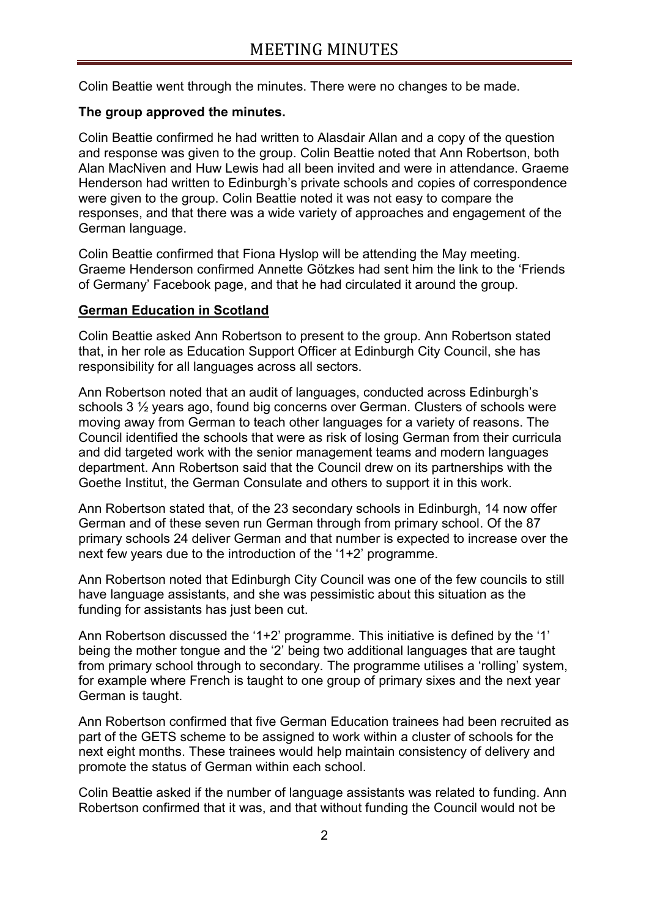Colin Beattie went through the minutes. There were no changes to be made.

**The group approved the minutes.**

Colin Beattie confirmed he had written to Alasdair Allan and a copy of the question and response was given to the group. Colin Beattie noted that Ann Robertson, both Alan MacNiven and Huw Lewis had all been invited and were in attendance. Graeme Henderson had written to Edinburgh's private schools and copies of correspondence were given to the group. Colin Beattie noted it was not easy to compare the responses, and that there was a wide variety of approaches and engagement of the German language.

Colin Beattie confirmed that Fiona Hyslop will be attending the May meeting. Graeme Henderson confirmed Annette Götzkes had sent him the link to the 'Friends of Germany' Facebook page, and that he had circulated it around the group.

**German Education in Scotland**

Colin Beattie asked Ann Robertson to present to the group. Ann Robertson stated that, in her role as Education Support Officer at Edinburgh City Council, she has responsibility for all languages across all sectors.

Ann Robertson noted that an audit of languages, conducted across Edinburgh's schools 3 ½ years ago, found big concerns over German. Clusters of schools were moving away from German to teach other languages for a variety of reasons. The Council identified the schools that were as risk of losing German from their curricula and did targeted work with the senior management teams and modern languages department. Ann Robertson said that the Council drew on its partnerships with the Goethe Institut, the German Consulate and others to support it in this work.

Ann Robertson stated that, of the 23 secondary schools in Edinburgh, 14 now offer German and of these seven run German through from primary school. Of the 87 primary schools 24 deliver German and that number is expected to increase over the next few years due to the introduction of the '1+2' programme.

Ann Robertson noted that Edinburgh City Council was one of the few councils to still have language assistants, and she was pessimistic about this situation as the funding for assistants has just been cut.

Ann Robertson discussed the '1+2' programme. This initiative is defined by the '1' being the mother tongue and the '2' being two additional languages that are taught from primary school through to secondary. The programme utilises a 'rolling' system, for example where French is taught to one group of primary sixes and the next year German is taught.

Ann Robertson confirmed that five German Education trainees had been recruited as part of the GETS scheme to be assigned to work within a cluster of schools for the next eight months. These trainees would help maintain consistency of delivery and promote the status of German within each school.

Colin Beattie asked if the number of language assistants was related to funding. Ann Robertson confirmed that it was, and that without funding the Council would not be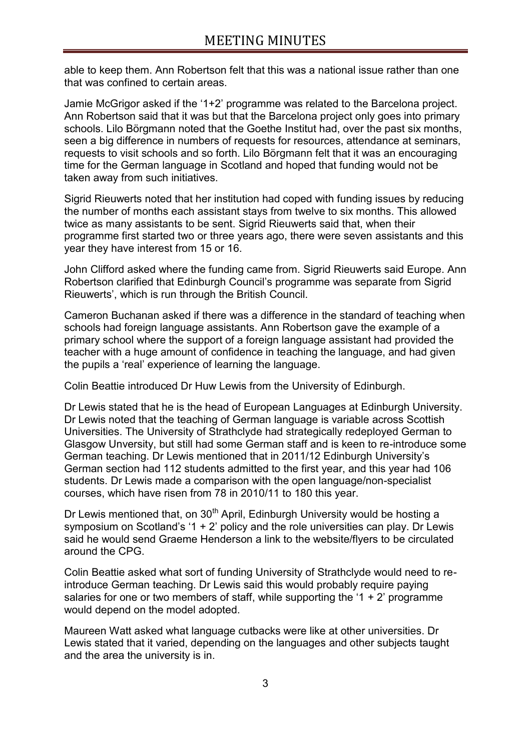able to keep them. Ann Robertson felt that this was a national issue rather than one that was confined to certain areas.

Jamie McGrigor asked if the '1+2' programme was related to the Barcelona project. Ann Robertson said that it was but that the Barcelona project only goes into primary schools. Lilo Börgmann noted that the Goethe Institut had, over the past six months, seen a big difference in numbers of requests for resources, attendance at seminars, requests to visit schools and so forth. Lilo Börgmann felt that it was an encouraging time for the German language in Scotland and hoped that funding would not be taken away from such initiatives.

Sigrid Rieuwerts noted that her institution had coped with funding issues by reducing the number of months each assistant stays from twelve to six months. This allowed twice as many assistants to be sent. Sigrid Rieuwerts said that, when their programme first started two or three years ago, there were seven assistants and this year they have interest from 15 or 16.

John Clifford asked where the funding came from. Sigrid Rieuwerts said Europe. Ann Robertson clarified that Edinburgh Council's programme was separate from Sigrid Rieuwerts', which is run through the British Council.

Cameron Buchanan asked if there was a difference in the standard of teaching when schools had foreign language assistants. Ann Robertson gave the example of a primary school where the support of a foreign language assistant had provided the teacher with a huge amount of confidence in teaching the language, and had given the pupils a 'real' experience of learning the language.

Colin Beattie introduced Dr Huw Lewis from the University of Edinburgh.

Dr Lewis stated that he is the head of European Languages at Edinburgh University. Dr Lewis noted that the teaching of German language is variable across Scottish Universities. The University of Strathclyde had strategically redeployed German to Glasgow Unversity, but still had some German staff and is keen to re-introduce some German teaching. Dr Lewis mentioned that in 2011/12 Edinburgh University's German section had 112 students admitted to the first year, and this year had 106 students. Dr Lewis made a comparison with the open language/non-specialist courses, which have risen from 78 in 2010/11 to 180 this year.

Dr Lewis mentioned that, on 30th April, Edinburgh University would be hosting a symposium on Scotland's '1 + 2' policy and the role universities can play. Dr Lewis said he would send Graeme Henderson a link to the website/flyers to be circulated around the CPG.

Colin Beattie asked what sort of funding University of Strathclyde would need to re-introduce German teaching. Dr Lewis said this would probably require paying salaries for one or two members of staff, while supporting the '1 + 2' programme would depend on the model adopted.

Maureen Watt asked what language cutbacks were like at other universities. Dr Lewis stated that it varied, depending on the languages and other subjects taught and the area the university is in.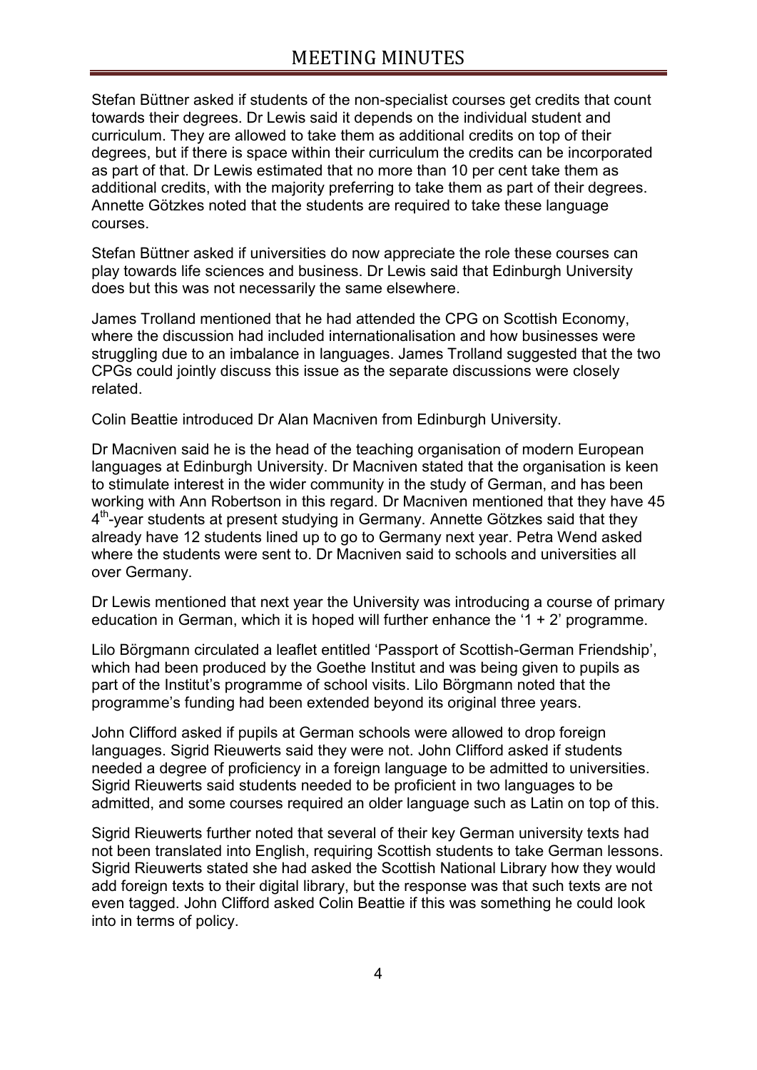Stefan Büttner asked if students of the non-specialist courses get credits that count towards their degrees. Dr Lewis said it depends on the individual student and curriculum. They are allowed to take them as additional credits on top of their degrees, but if there is space within their curriculum the credits can be incorporated as part of that. Dr Lewis estimated that no more than 10 per cent take them as additional credits, with the majority preferring to take them as part of their degrees. Annette Götzkes noted that the students are required to take these language courses.

Stefan Büttner asked if universities do now appreciate the role these courses can play towards life sciences and business. Dr Lewis said that Edinburgh University does but this was not necessarily the same elsewhere.

James Trolland mentioned that he had attended the CPG on Scottish Economy, where the discussion had included internationalisation and how businesses were struggling due to an imbalance in languages. James Trolland suggested that the two CPGs could jointly discuss this issue as the separate discussions were closely related.

Colin Beattie introduced Dr Alan Macniven from Edinburgh University.

Dr Macniven said he is the head of the teaching organisation of modern European languages at Edinburgh University. Dr Macniven stated that the organisation is keen to stimulate interest in the wider community in the study of German, and has been working with Ann Robertson in this regard. Dr Macniven mentioned that they have 45 4th-year students at present studying in Germany. Annette Götzkes said that they already have 12 students lined up to go to Germany next year. Petra Wend asked where the students were sent to. Dr Macniven said to schools and universities all over Germany.

Dr Lewis mentioned that next year the University was introducing a course of primary education in German, which it is hoped will further enhance the '1 + 2' programme.

Lilo Börgmann circulated a leaflet entitled 'Passport of Scottish-German Friendship', which had been produced by the Goethe Institut and was being given to pupils as part of the Institut's programme of school visits. Lilo Börgmann noted that the programme's funding had been extended beyond its original three years.

John Clifford asked if pupils at German schools were allowed to drop foreign languages. Sigrid Rieuwerts said they were not. John Clifford asked if students needed a degree of proficiency in a foreign language to be admitted to universities. Sigrid Rieuwerts said students needed to be proficient in two languages to be admitted, and some courses required an older language such as Latin on top of this.

Sigrid Rieuwerts further noted that several of their key German university texts had not been translated into English, requiring Scottish students to take German lessons. Sigrid Rieuwerts stated she had asked the Scottish National Library how they would add foreign texts to their digital library, but the response was that such texts are not even tagged. John Clifford asked Colin Beattie if this was something he could look into in terms of policy.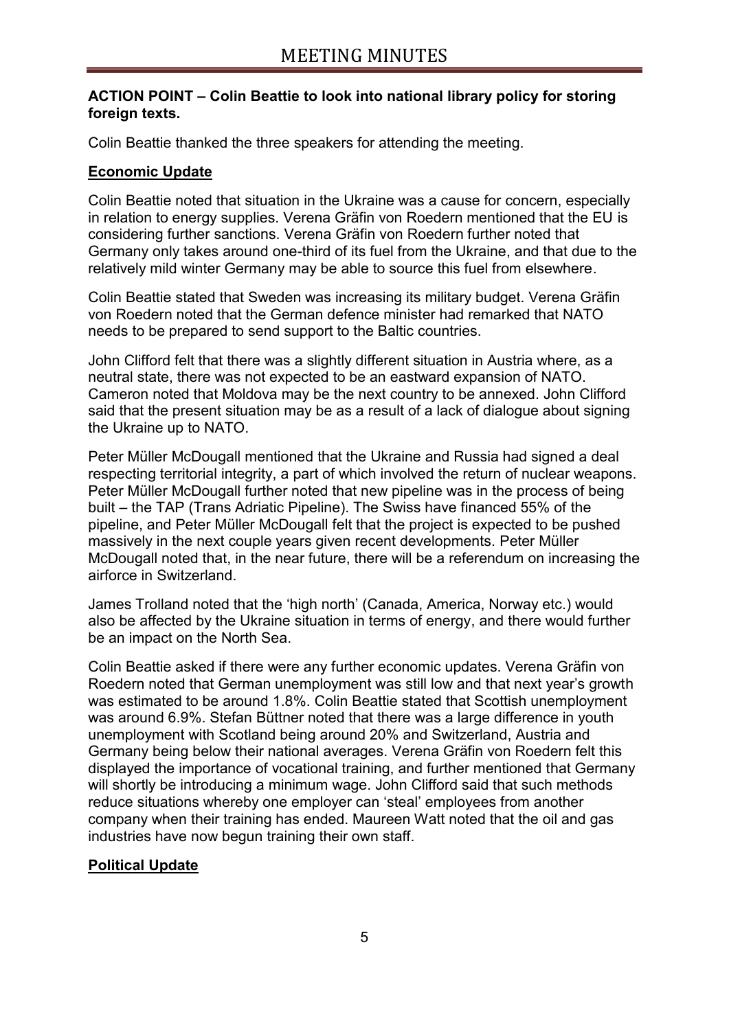**ACTION POINT – Colin Beattie to look into national library policy for storing foreign texts.**

Colin Beattie thanked the three speakers for attending the meeting.

## Economic Update

Colin Beattie noted that situation in the Ukraine was a cause for concern, especially in relation to energy supplies. Verena Gräfin von Roedern mentioned that the EU is considering further sanctions. Verena Gräfin von Roedern further noted that Germany only takes around one-third of its fuel from the Ukraine, and that due to the relatively mild winter Germany may be able to source this fuel from elsewhere.

Colin Beattie stated that Sweden was increasing its military budget. Verena Gräfin von Roedern noted that the German defence minister had remarked that NATO needs to be prepared to send support to the Baltic countries.

John Clifford felt that there was a slightly different situation in Austria where, as a neutral state, there was not expected to be an eastward expansion of NATO. Cameron noted that Moldova may be the next country to be annexed. John Clifford said that the present situation may be as a result of a lack of dialogue about signing the Ukraine up to NATO.

Peter Müller McDougall mentioned that the Ukraine and Russia had signed a deal respecting territorial integrity, a part of which involved the return of nuclear weapons. Peter Müller McDougall further noted that new pipeline was in the process of being built – the TAP (Trans Adriatic Pipeline). The Swiss have financed 55% of the pipeline, and Peter Müller McDougall felt that the project is expected to be pushed massively in the next couple years given recent developments. Peter Müller McDougall noted that, in the near future, there will be a referendum on increasing the airforce in Switzerland.

James Trolland noted that the 'high north' (Canada, America, Norway etc.) would also be affected by the Ukraine situation in terms of energy, and there would further be an impact on the North Sea.

Colin Beattie asked if there were any further economic updates. Verena Gräfin von Roedern noted that German unemployment was still low and that next year's growth was estimated to be around 1.8%. Colin Beattie stated that Scottish unemployment was around 6.9%. Stefan Büttner noted that there was a large difference in youth unemployment with Scotland being around 20% and Switzerland, Austria and Germany being below their national averages. Verena Gräfin von Roedern felt this displayed the importance of vocational training, and further mentioned that Germany will shortly be introducing a minimum wage. John Clifford said that such methods reduce situations whereby one employer can 'steal' employees from another company when their training has ended. Maureen Watt noted that the oil and gas industries have now begun training their own staff.

## Political Update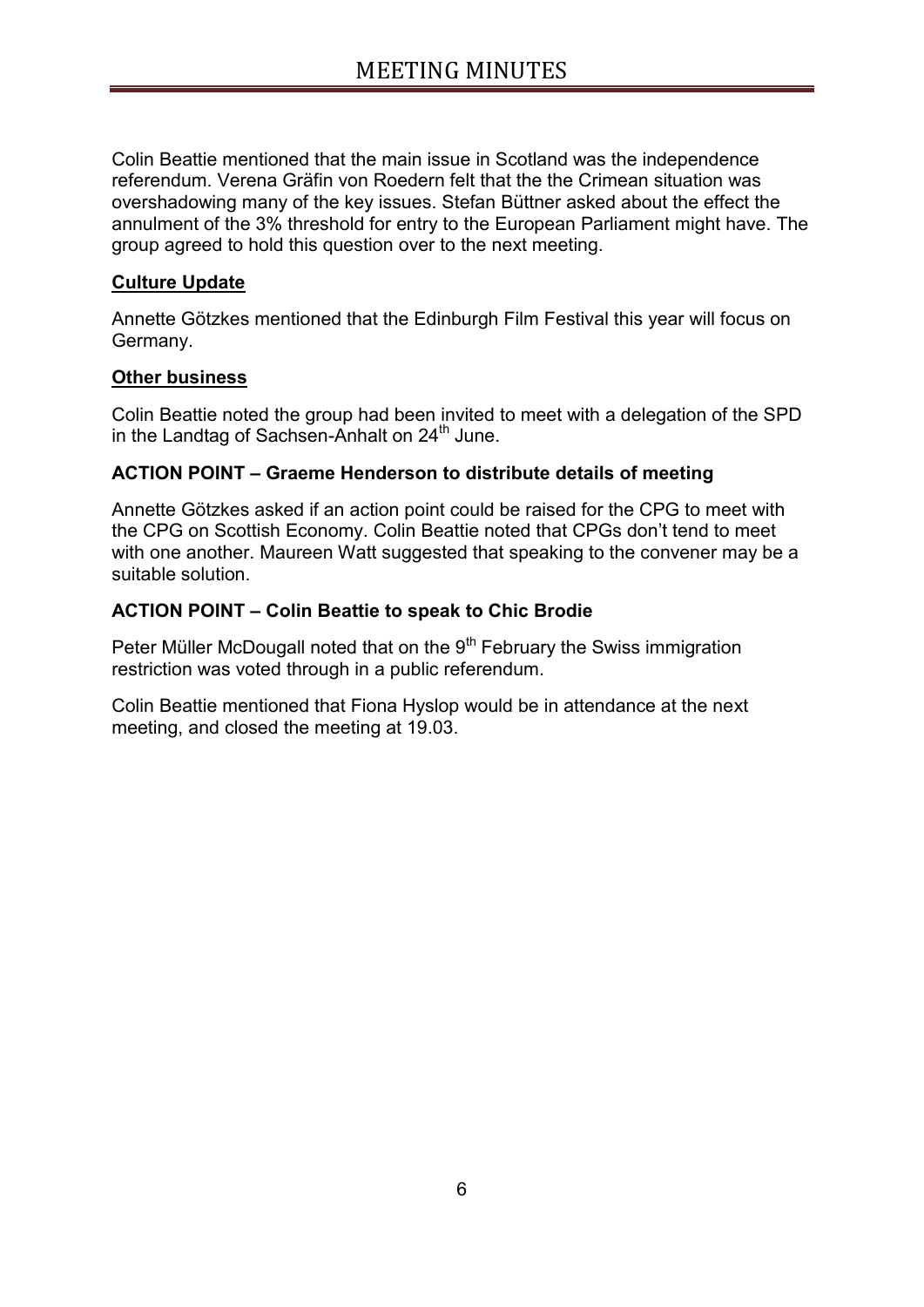Colin Beattie mentioned that the main issue in Scotland was the independence referendum. Verena Gräfin von Roedern felt that the the Crimean situation was overshadowing many of the key issues. Stefan Büttner asked about the effect the annulment of the 3% threshold for entry to the European Parliament might have. The group agreed to hold this question over to the next meeting.

**Culture Update**

Annette Götzkes mentioned that the Edinburgh Film Festival this year will focus on Germany.

**Other business**

Colin Beattie noted the group had been invited to meet with a delegation of the SPD in the Landtag of Sachsen-Anhalt on 24th June.

**ACTION POINT – Graeme Henderson to distribute details of meeting**

Annette Götzkes asked if an action point could be raised for the CPG to meet with the CPG on Scottish Economy. Colin Beattie noted that CPGs don't tend to meet with one another. Maureen Watt suggested that speaking to the convener may be a suitable solution.

**ACTION POINT – Colin Beattie to speak to Chic Brodie**

Peter Müller McDougall noted that on the 9th February the Swiss immigration restriction was voted through in a public referendum.

Colin Beattie mentioned that Fiona Hyslop would be in attendance at the next meeting, and closed the meeting at 19.03.